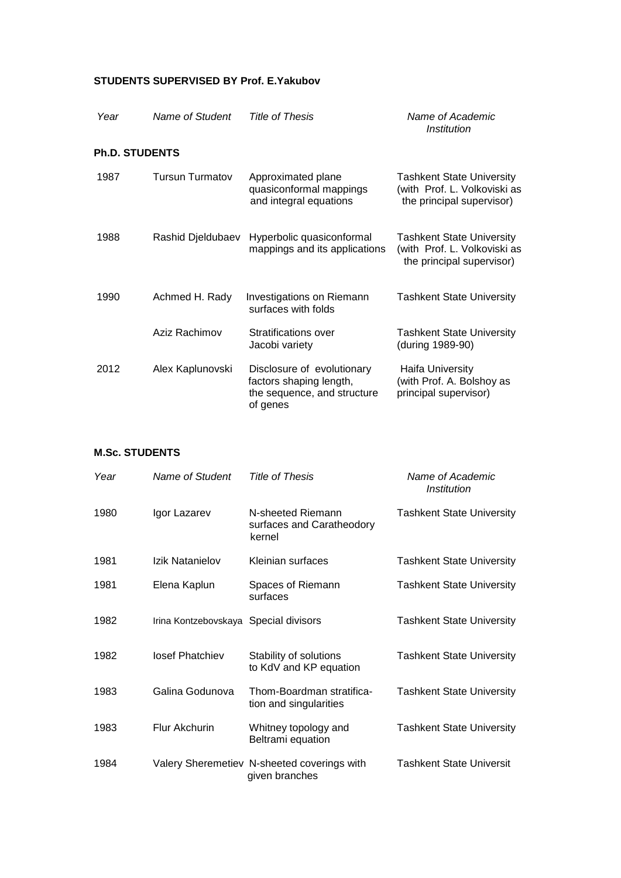**STUDENTS SUPERVISED BY Prof. E.Yakubov**

**Ph.D. STUDENTS**

| *Year* | *Name of Student* | *Title of Thesis* | *Name of Academic Institution* |
|---|---|---|---|
| 1987 | Tursun Turmatov | Approximated plane quasiconformal mappings and integral equations | Tashkent State University (with Prof. L. Volkoviski as the principal supervisor) |
| 1988 | Rashid Djeldubaev | Hyperbolic quasiconformal mappings and its applications | Tashkent State University (with Prof. L. Volkoviski as the principal supervisor) |
| 1990 | Achmed H. Rady | Investigations on Riemann surfaces with folds | Tashkent State University |
| | Aziz Rachimov | Stratifications over Jacobi variety | Tashkent State University (during 1989-90) |
| 2012 | Alex Kaplunovski | Disclosure of evolutionary factors shaping length, the sequence, and structure of genes | Haifa University (with Prof. A. Bolshoy as principal supervisor) |

**M.Sc. STUDENTS**

| *Year* | *Name of Student* | *Title of Thesis* | *Name of Academic Institution* |
|---|---|---|---|
| 1980 | Igor Lazarev | N-sheeted Riemann surfaces and Caratheodory kernel | Tashkent State University |
| 1981 | Izik Natanielov | Kleinian surfaces | Tashkent State University |
| 1981 | Elena Kaplun | Spaces of Riemann surfaces | Tashkent State University |
| 1982 | Irina Kontzebovskaya | Special divisors | Tashkent State University |
| 1982 | Iosef Phatchiev | Stability of solutions to KdV and KP equation | Tashkent State University |
| 1983 | Galina Godunova | Thom-Boardman stratification and singularities | Tashkent State University |
| 1983 | Flur Akchurin | Whitney topology and Beltrami equation | Tashkent State University |
| 1984 | Valery Sheremetiev | N-sheeted coverings with given branches | Tashkent State Universit |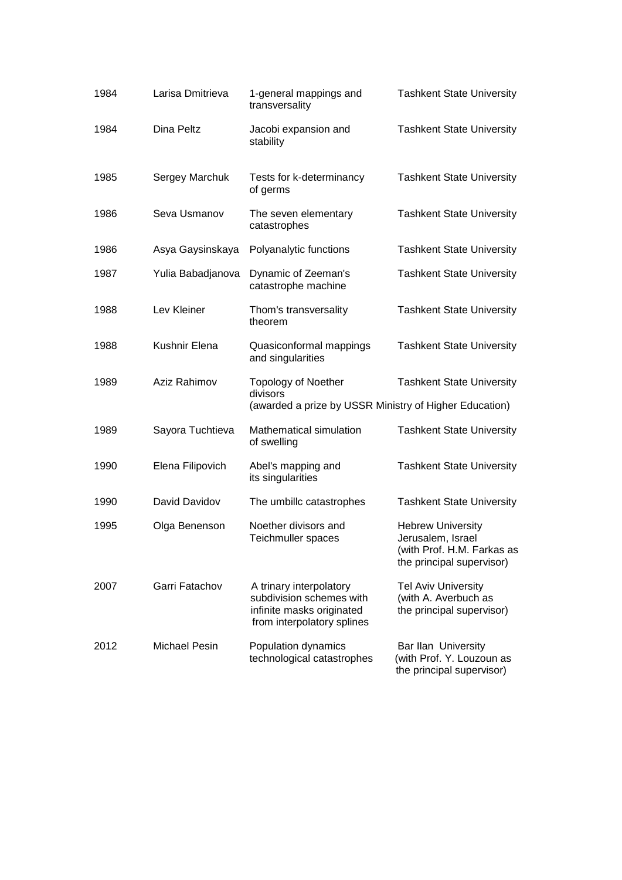| | | | |
|---|---|---|---|
| 1984 | Larisa Dmitrieva | 1-general mappings and transversality | Tashkent State University |
| 1984 | Dina Peltz | Jacobi expansion and stability | Tashkent State University |
| 1985 | Sergey Marchuk | Tests for k-determinancy of germs | Tashkent State University |
| 1986 | Seva Usmanov | The seven elementary catastrophes | Tashkent State University |
| 1986 | Asya Gaysinskaya | Polyanalytic functions | Tashkent State University |
| 1987 | Yulia Babadjanova | Dynamic of Zeeman's catastrophe machine | Tashkent State University |
| 1988 | Lev Kleiner | Thom's transversality theorem | Tashkent State University |
| 1988 | Kushnir Elena | Quasiconformal mappings and singularities | Tashkent State University |
| 1989 | Aziz Rahimov | Topology of Noether divisors (awarded a prize by USSR Ministry of Higher Education) | Tashkent State University |
| 1989 | Sayora Tuchtieva | Mathematical simulation of swelling | Tashkent State University |
| 1990 | Elena Filipovich | Abel's mapping and its singularities | Tashkent State University |
| 1990 | David Davidov | The umbillc catastrophes | Tashkent State University |
| 1995 | Olga Benenson | Noether divisors and Teichmuller spaces | Hebrew University Jerusalem, Israel (with Prof. H.M. Farkas as the principal supervisor) |
| 2007 | Garri Fatachov | A trinary interpolatory subdivision schemes with infinite masks originated from interpolatory splines | Tel Aviv University (with A. Averbuch as the principal supervisor) |
| 2012 | Michael Pesin | Population dynamics technological catastrophes | Bar Ilan University (with Prof. Y. Louzoun as the principal supervisor) |